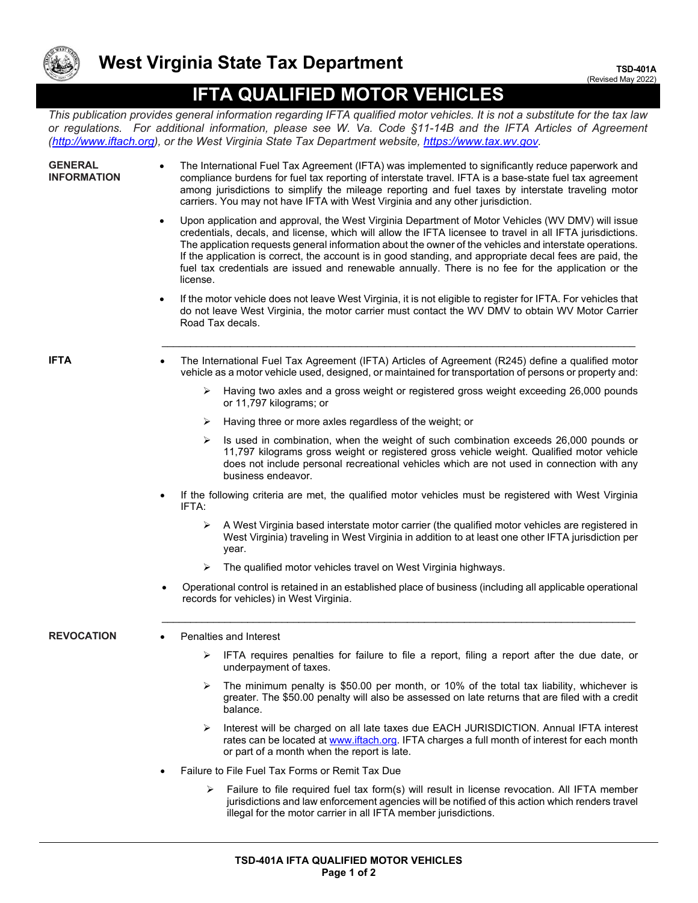# West Virginia State Tax Department

TSD-401A
(Revised May 2022)

## IFTA QUALIFIED MOTOR VEHICLES

*This publication provides general information regarding IFTA qualified motor vehicles. It is not a substitute for the tax law or regulations. For additional information, please see W. Va. Code §11-14B and the IFTA Articles of Agreement (http://www.iftach.org), or the West Virginia State Tax Department website, https://www.tax.wv.gov.*

### GENERAL INFORMATION

- The International Fuel Tax Agreement (IFTA) was implemented to significantly reduce paperwork and compliance burdens for fuel tax reporting of interstate travel. IFTA is a base-state fuel tax agreement among jurisdictions to simplify the mileage reporting and fuel taxes by interstate traveling motor carriers. You may not have IFTA with West Virginia and any other jurisdiction.
- Upon application and approval, the West Virginia Department of Motor Vehicles (WV DMV) will issue credentials, decals, and license, which will allow the IFTA licensee to travel in all IFTA jurisdictions. The application requests general information about the owner of the vehicles and interstate operations. If the application is correct, the account is in good standing, and appropriate decal fees are paid, the fuel tax credentials are issued and renewable annually. There is no fee for the application or the license.
- If the motor vehicle does not leave West Virginia, it is not eligible to register for IFTA. For vehicles that do not leave West Virginia, the motor carrier must contact the WV DMV to obtain WV Motor Carrier Road Tax decals.

---

### IFTA

- The International Fuel Tax Agreement (IFTA) Articles of Agreement (R245) define a qualified motor vehicle as a motor vehicle used, designed, or maintained for transportation of persons or property and:
  - Having two axles and a gross weight or registered gross weight exceeding 26,000 pounds or 11,797 kilograms; or
  - Having three or more axles regardless of the weight; or
  - Is used in combination, when the weight of such combination exceeds 26,000 pounds or 11,797 kilograms gross weight or registered gross vehicle weight. Qualified motor vehicle does not include personal recreational vehicles which are not used in connection with any business endeavor.
- If the following criteria are met, the qualified motor vehicles must be registered with West Virginia IFTA:
  - A West Virginia based interstate motor carrier (the qualified motor vehicles are registered in West Virginia) traveling in West Virginia in addition to at least one other IFTA jurisdiction per year.
  - The qualified motor vehicles travel on West Virginia highways.
- Operational control is retained in an established place of business (including all applicable operational records for vehicles) in West Virginia.

---

### REVOCATION

- Penalties and Interest
  - IFTA requires penalties for failure to file a report, filing a report after the due date, or underpayment of taxes.
  - The minimum penalty is $50.00 per month, or 10% of the total tax liability, whichever is greater. The $50.00 penalty will also be assessed on late returns that are filed with a credit balance.
  - Interest will be charged on all late taxes due EACH JURISDICTION. Annual IFTA interest rates can be located at www.iftach.org. IFTA charges a full month of interest for each month or part of a month when the report is late.
- Failure to File Fuel Tax Forms or Remit Tax Due
  - Failure to file required fuel tax form(s) will result in license revocation. All IFTA member jurisdictions and law enforcement agencies will be notified of this action which renders travel illegal for the motor carrier in all IFTA member jurisdictions.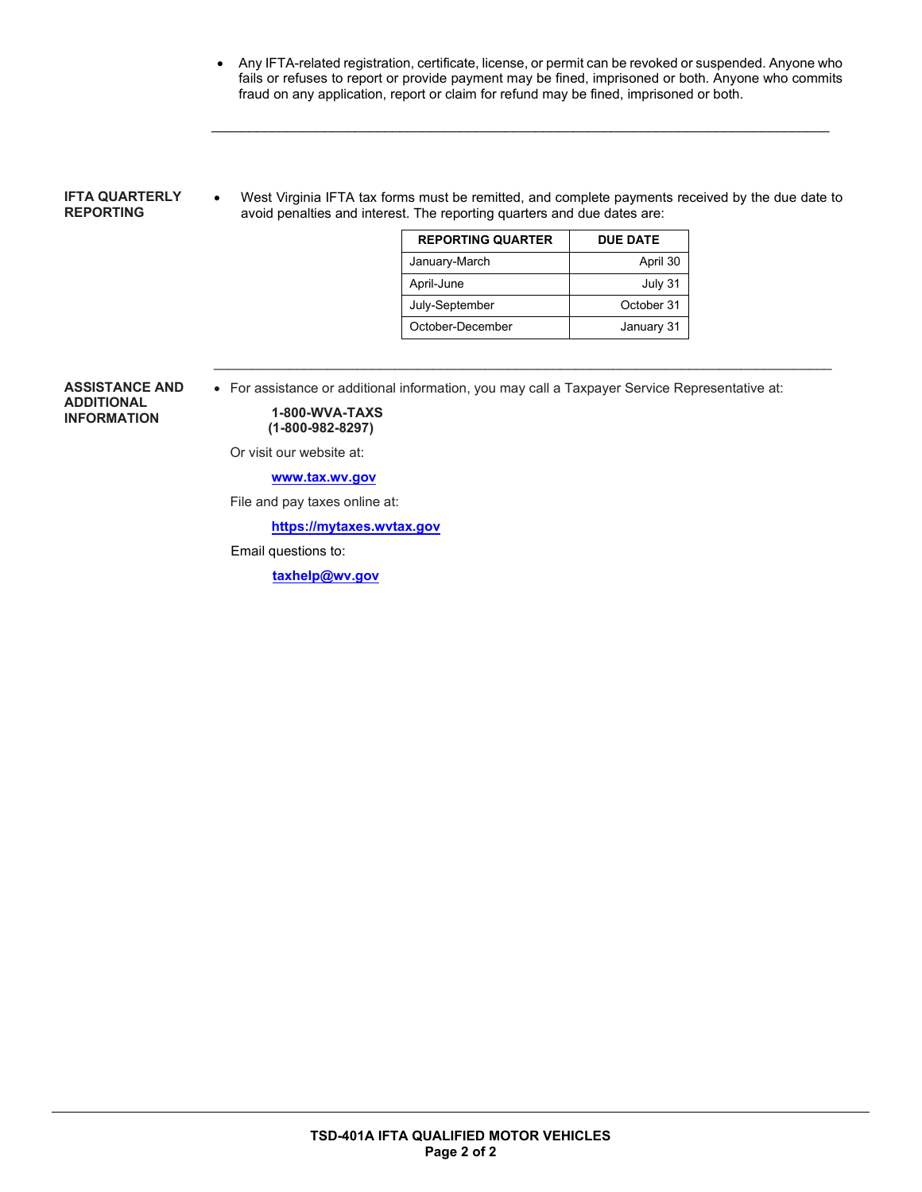- Any IFTA-related registration, certificate, license, or permit can be revoked or suspended. Anyone who fails or refuses to report or provide payment may be fined, imprisoned or both. Anyone who commits fraud on any application, report or claim for refund may be fined, imprisoned or both.

---

## IFTA QUARTERLY REPORTING

- West Virginia IFTA tax forms must be remitted, and complete payments received by the due date to avoid penalties and interest. The reporting quarters and due dates are:

| REPORTING QUARTER | DUE DATE |
|---|---:|
| January-March | April 30 |
| April-June | July 31 |
| July-September | October 31 |
| October-December | January 31 |

---

## ASSISTANCE AND ADDITIONAL INFORMATION

- For assistance or additional information, you may call a Taxpayer Service Representative at:

  **1-800-WVA-TAXS**
  **(1-800-982-8297)**

  Or visit our website at:

  **www.tax.wv.gov**

  File and pay taxes online at:

  **https://mytaxes.wvtax.gov**

  Email questions to:

  **taxhelp@wv.gov**

**TSD-401A IFTA QUALIFIED MOTOR VEHICLES**